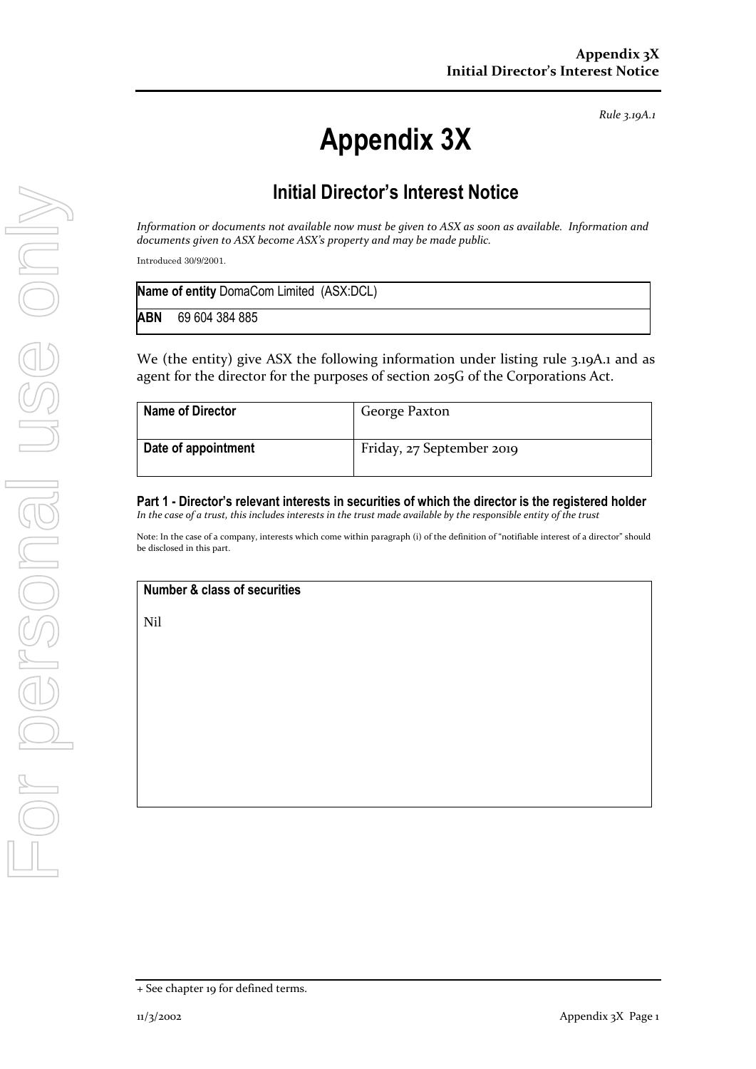*Rule 3.19A.1*

# Appendix 3X

## Initial Director's Interest Notice

*Information or documents not available now must be given to ASX as soon as available. Information and documents given to ASX become ASX's property and may be made public.*

Introduced 30/9/2001.

| **Name of entity** DomaCom Limited (ASX:DCL) |
|---|
| **ABN** 69 604 384 885 |

We (the entity) give ASX the following information under listing rule 3.19A.1 and as agent for the director for the purposes of section 205G of the Corporations Act.

| **Name of Director** | George Paxton |
|---|---|
| **Date of appointment** | Friday, 27 September 2019 |

**Part 1 - Director's relevant interests in securities of which the director is the registered holder**

*In the case of a trust, this includes interests in the trust made available by the responsible entity of the trust*

Note: In the case of a company, interests which come within paragraph (i) of the definition of "notifiable interest of a director" should be disclosed in this part.

| **Number & class of securities** |
|---|
| Nil |

+ See chapter 19 for defined terms.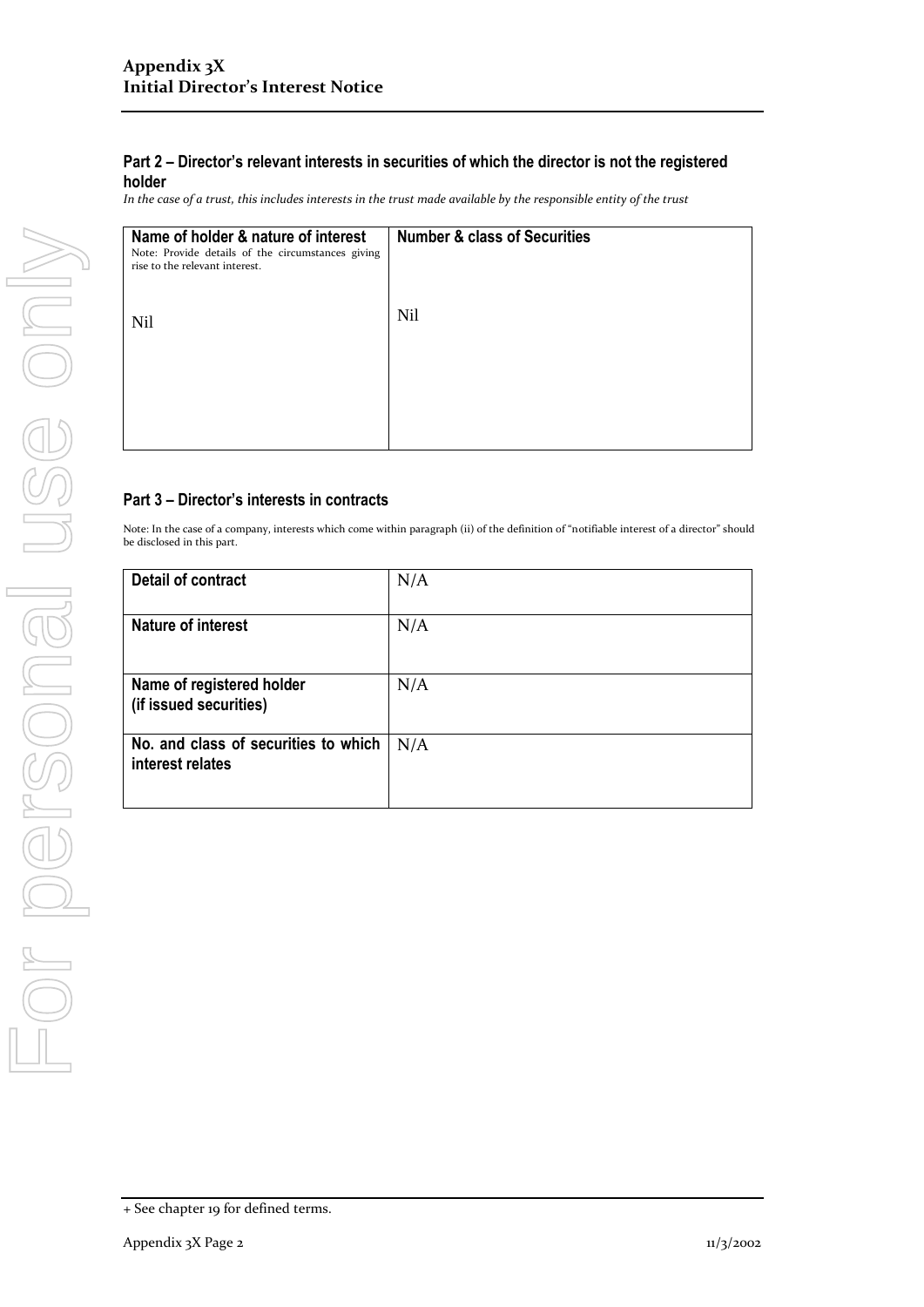## Part 2 – Director's relevant interests in securities of which the director is not the registered holder

*In the case of a trust, this includes interests in the trust made available by the responsible entity of the trust*

| Name of holder & nature of interest<br>Note: Provide details of the circumstances giving rise to the relevant interest. | Number & class of Securities |
|---|---|
| Nil | Nil |

## Part 3 – Director's interests in contracts

Note: In the case of a company, interests which come within paragraph (ii) of the definition of "notifiable interest of a director" should be disclosed in this part.

| | |
|---|---|
| **Detail of contract** | N/A |
| **Nature of interest** | N/A |
| **Name of registered holder (if issued securities)** | N/A |
| **No. and class of securities to which interest relates** | N/A |

+ See chapter 19 for defined terms.